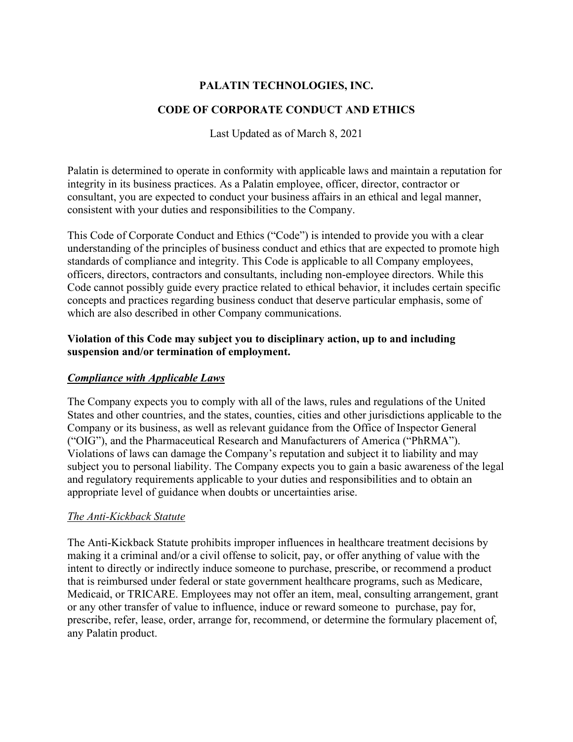# PALATIN TECHNOLOGIES, INC.

## CODE OF CORPORATE CONDUCT AND ETHICS

Last Updated as of March 8, 2021

Palatin is determined to operate in conformity with applicable laws and maintain a reputation for integrity in its business practices. As a Palatin employee, officer, director, contractor or consultant, you are expected to conduct your business affairs in an ethical and legal manner, consistent with your duties and responsibilities to the Company.

This Code of Corporate Conduct and Ethics ("Code") is intended to provide you with a clear understanding of the principles of business conduct and ethics that are expected to promote high standards of compliance and integrity. This Code is applicable to all Company employees, officers, directors, contractors and consultants, including non-employee directors. While this Code cannot possibly guide every practice related to ethical behavior, it includes certain specific concepts and practices regarding business conduct that deserve particular emphasis, some of which are also described in other Company communications.

**Violation of this Code may subject you to disciplinary action, up to and including suspension and/or termination of employment.**

### ***Compliance with Applicable Laws***

The Company expects you to comply with all of the laws, rules and regulations of the United States and other countries, and the states, counties, cities and other jurisdictions applicable to the Company or its business, as well as relevant guidance from the Office of Inspector General ("OIG"), and the Pharmaceutical Research and Manufacturers of America ("PhRMA"). Violations of laws can damage the Company's reputation and subject it to liability and may subject you to personal liability. The Company expects you to gain a basic awareness of the legal and regulatory requirements applicable to your duties and responsibilities and to obtain an appropriate level of guidance when doubts or uncertainties arise.

#### *The Anti-Kickback Statute*

The Anti-Kickback Statute prohibits improper influences in healthcare treatment decisions by making it a criminal and/or a civil offense to solicit, pay, or offer anything of value with the intent to directly or indirectly induce someone to purchase, prescribe, or recommend a product that is reimbursed under federal or state government healthcare programs, such as Medicare, Medicaid, or TRICARE. Employees may not offer an item, meal, consulting arrangement, grant or any other transfer of value to influence, induce or reward someone to purchase, pay for, prescribe, refer, lease, order, arrange for, recommend, or determine the formulary placement of, any Palatin product.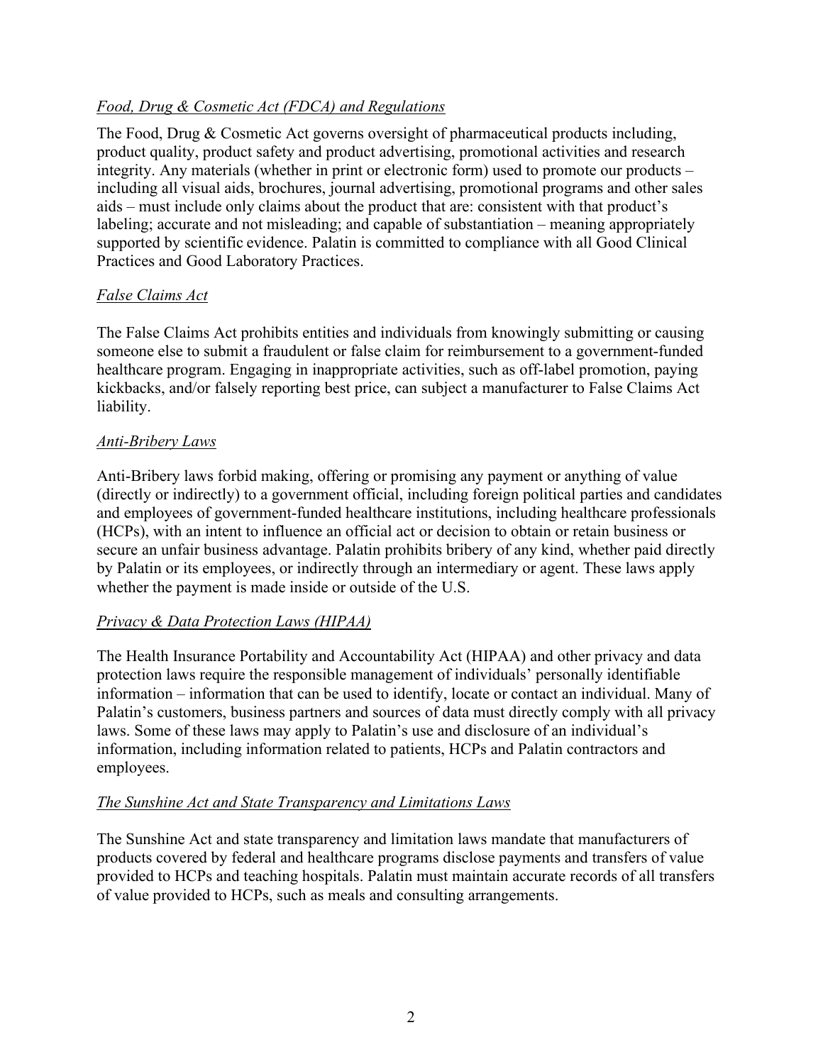*Food, Drug & Cosmetic Act (FDCA) and Regulations*

The Food, Drug & Cosmetic Act governs oversight of pharmaceutical products including, product quality, product safety and product advertising, promotional activities and research integrity. Any materials (whether in print or electronic form) used to promote our products – including all visual aids, brochures, journal advertising, promotional programs and other sales aids – must include only claims about the product that are: consistent with that product's labeling; accurate and not misleading; and capable of substantiation – meaning appropriately supported by scientific evidence. Palatin is committed to compliance with all Good Clinical Practices and Good Laboratory Practices.

*False Claims Act*

The False Claims Act prohibits entities and individuals from knowingly submitting or causing someone else to submit a fraudulent or false claim for reimbursement to a government-funded healthcare program. Engaging in inappropriate activities, such as off-label promotion, paying kickbacks, and/or falsely reporting best price, can subject a manufacturer to False Claims Act liability.

*Anti-Bribery Laws*

Anti-Bribery laws forbid making, offering or promising any payment or anything of value (directly or indirectly) to a government official, including foreign political parties and candidates and employees of government-funded healthcare institutions, including healthcare professionals (HCPs), with an intent to influence an official act or decision to obtain or retain business or secure an unfair business advantage. Palatin prohibits bribery of any kind, whether paid directly by Palatin or its employees, or indirectly through an intermediary or agent. These laws apply whether the payment is made inside or outside of the U.S.

*Privacy & Data Protection Laws (HIPAA)*

The Health Insurance Portability and Accountability Act (HIPAA) and other privacy and data protection laws require the responsible management of individuals' personally identifiable information – information that can be used to identify, locate or contact an individual. Many of Palatin's customers, business partners and sources of data must directly comply with all privacy laws. Some of these laws may apply to Palatin's use and disclosure of an individual's information, including information related to patients, HCPs and Palatin contractors and employees.

*The Sunshine Act and State Transparency and Limitations Laws*

The Sunshine Act and state transparency and limitation laws mandate that manufacturers of products covered by federal and healthcare programs disclose payments and transfers of value provided to HCPs and teaching hospitals. Palatin must maintain accurate records of all transfers of value provided to HCPs, such as meals and consulting arrangements.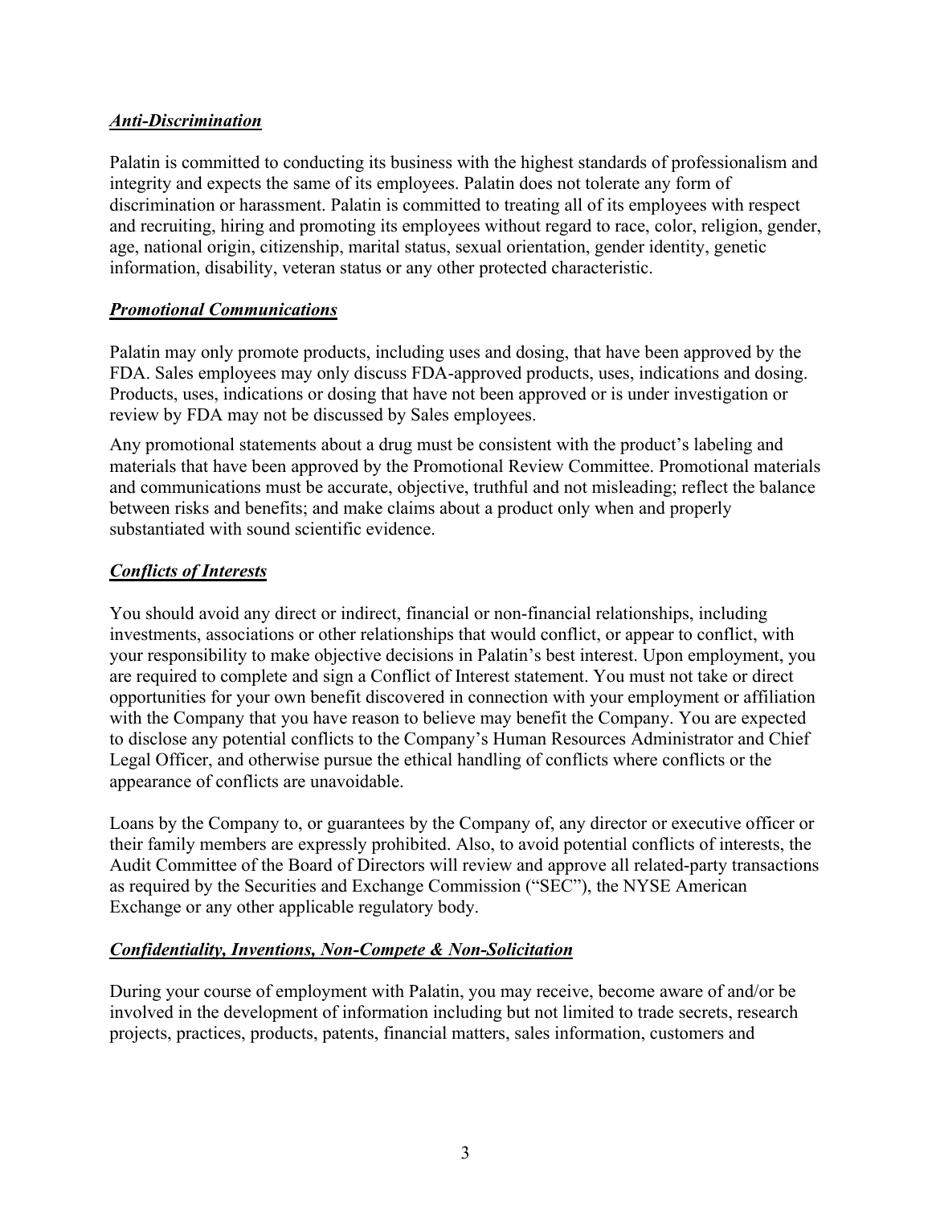***Anti-Discrimination***

Palatin is committed to conducting its business with the highest standards of professionalism and integrity and expects the same of its employees. Palatin does not tolerate any form of discrimination or harassment. Palatin is committed to treating all of its employees with respect and recruiting, hiring and promoting its employees without regard to race, color, religion, gender, age, national origin, citizenship, marital status, sexual orientation, gender identity, genetic information, disability, veteran status or any other protected characteristic.

***Promotional Communications***

Palatin may only promote products, including uses and dosing, that have been approved by the FDA. Sales employees may only discuss FDA-approved products, uses, indications and dosing. Products, uses, indications or dosing that have not been approved or is under investigation or review by FDA may not be discussed by Sales employees.

Any promotional statements about a drug must be consistent with the product's labeling and materials that have been approved by the Promotional Review Committee. Promotional materials and communications must be accurate, objective, truthful and not misleading; reflect the balance between risks and benefits; and make claims about a product only when and properly substantiated with sound scientific evidence.

***Conflicts of Interests***

You should avoid any direct or indirect, financial or non-financial relationships, including investments, associations or other relationships that would conflict, or appear to conflict, with your responsibility to make objective decisions in Palatin's best interest. Upon employment, you are required to complete and sign a Conflict of Interest statement. You must not take or direct opportunities for your own benefit discovered in connection with your employment or affiliation with the Company that you have reason to believe may benefit the Company. You are expected to disclose any potential conflicts to the Company's Human Resources Administrator and Chief Legal Officer, and otherwise pursue the ethical handling of conflicts where conflicts or the appearance of conflicts are unavoidable.

Loans by the Company to, or guarantees by the Company of, any director or executive officer or their family members are expressly prohibited. Also, to avoid potential conflicts of interests, the Audit Committee of the Board of Directors will review and approve all related-party transactions as required by the Securities and Exchange Commission ("SEC"), the NYSE American Exchange or any other applicable regulatory body.

***Confidentiality, Inventions, Non-Compete & Non-Solicitation***

During your course of employment with Palatin, you may receive, become aware of and/or be involved in the development of information including but not limited to trade secrets, research projects, practices, products, patents, financial matters, sales information, customers and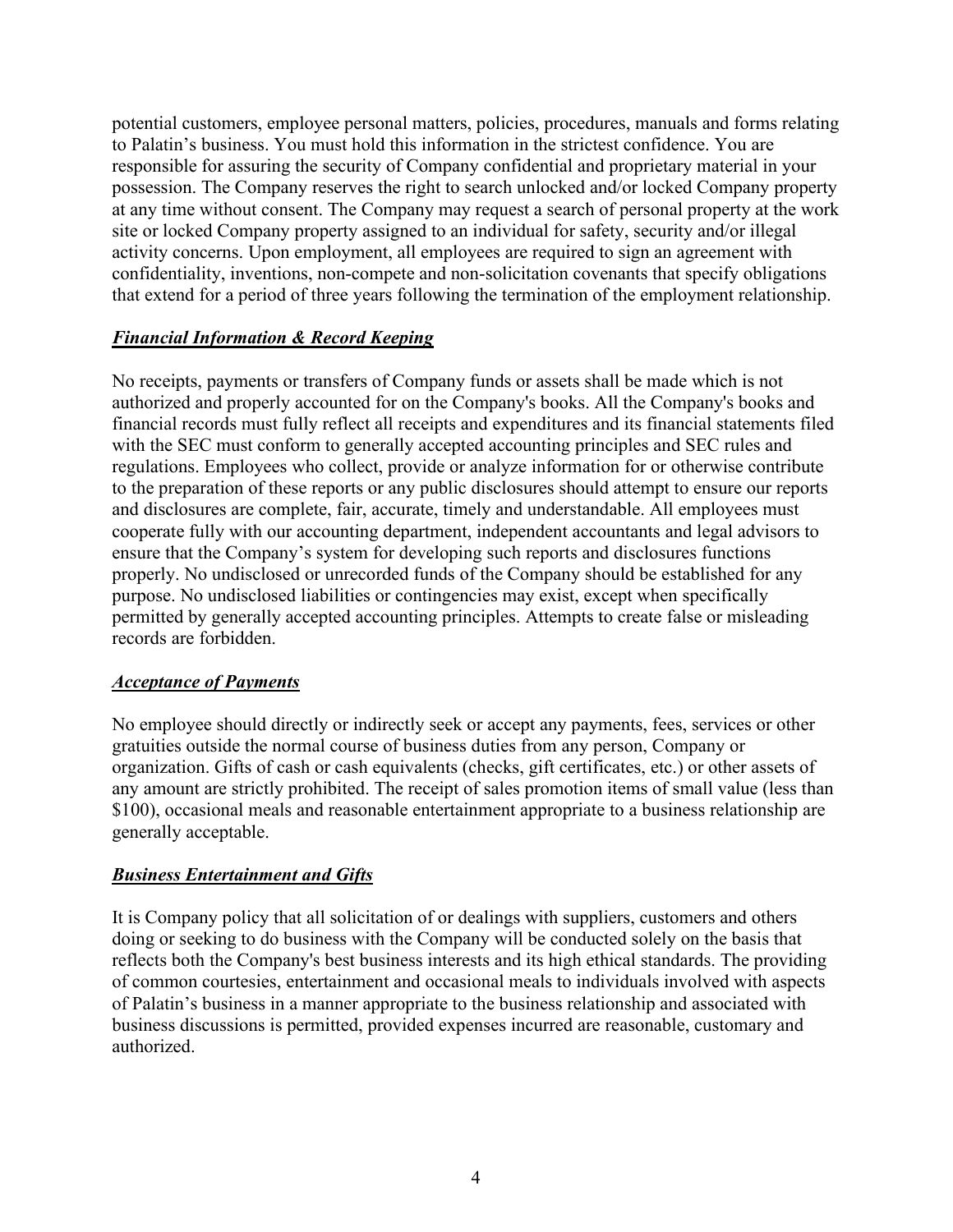potential customers, employee personal matters, policies, procedures, manuals and forms relating to Palatin's business. You must hold this information in the strictest confidence. You are responsible for assuring the security of Company confidential and proprietary material in your possession. The Company reserves the right to search unlocked and/or locked Company property at any time without consent. The Company may request a search of personal property at the work site or locked Company property assigned to an individual for safety, security and/or illegal activity concerns. Upon employment, all employees are required to sign an agreement with confidentiality, inventions, non-compete and non-solicitation covenants that specify obligations that extend for a period of three years following the termination of the employment relationship.

***Financial Information & Record Keeping***

No receipts, payments or transfers of Company funds or assets shall be made which is not authorized and properly accounted for on the Company's books. All the Company's books and financial records must fully reflect all receipts and expenditures and its financial statements filed with the SEC must conform to generally accepted accounting principles and SEC rules and regulations. Employees who collect, provide or analyze information for or otherwise contribute to the preparation of these reports or any public disclosures should attempt to ensure our reports and disclosures are complete, fair, accurate, timely and understandable. All employees must cooperate fully with our accounting department, independent accountants and legal advisors to ensure that the Company's system for developing such reports and disclosures functions properly. No undisclosed or unrecorded funds of the Company should be established for any purpose. No undisclosed liabilities or contingencies may exist, except when specifically permitted by generally accepted accounting principles. Attempts to create false or misleading records are forbidden.

***Acceptance of Payments***

No employee should directly or indirectly seek or accept any payments, fees, services or other gratuities outside the normal course of business duties from any person, Company or organization. Gifts of cash or cash equivalents (checks, gift certificates, etc.) or other assets of any amount are strictly prohibited. The receipt of sales promotion items of small value (less than $100), occasional meals and reasonable entertainment appropriate to a business relationship are generally acceptable.

***Business Entertainment and Gifts***

It is Company policy that all solicitation of or dealings with suppliers, customers and others doing or seeking to do business with the Company will be conducted solely on the basis that reflects both the Company's best business interests and its high ethical standards. The providing of common courtesies, entertainment and occasional meals to individuals involved with aspects of Palatin's business in a manner appropriate to the business relationship and associated with business discussions is permitted, provided expenses incurred are reasonable, customary and authorized.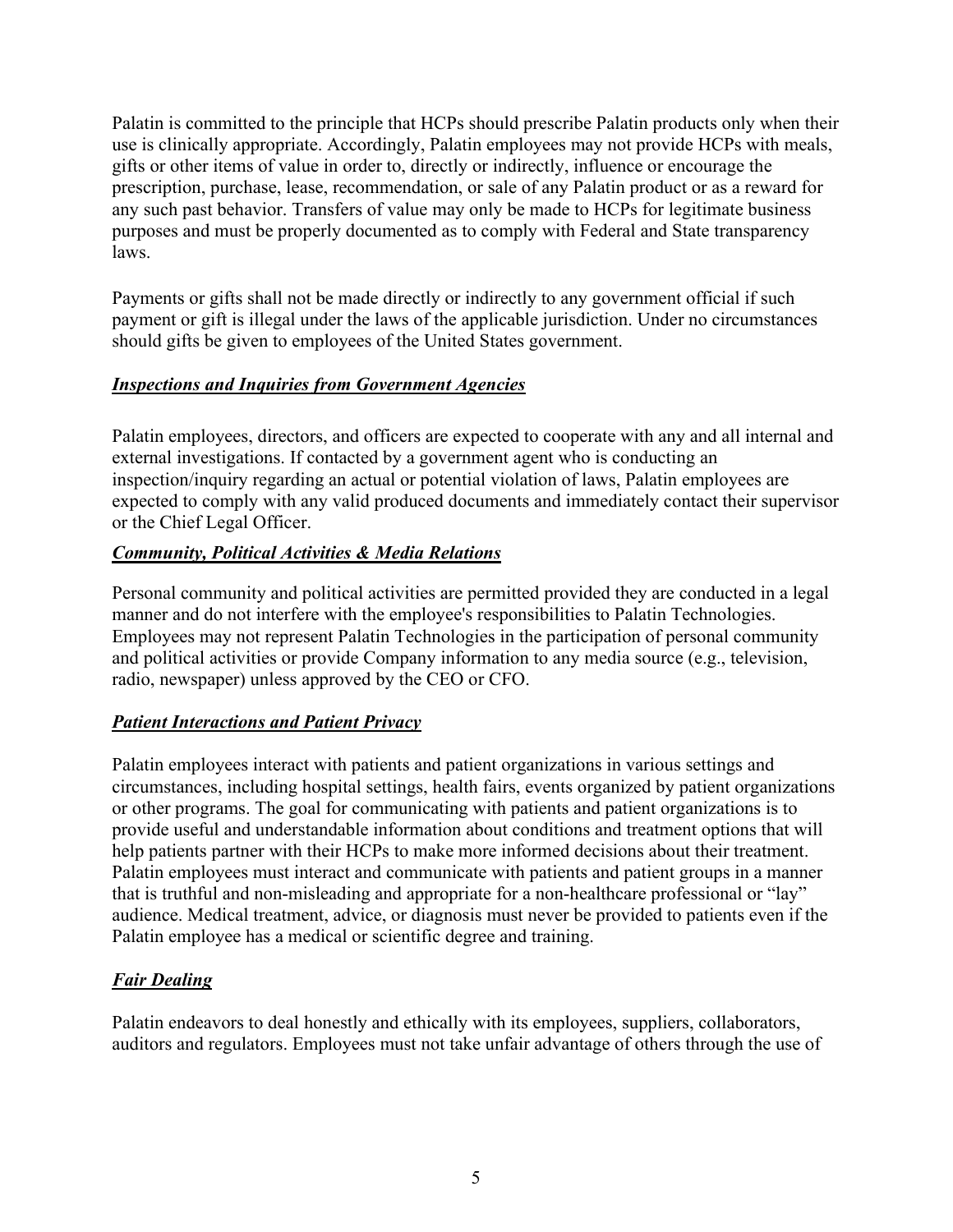Palatin is committed to the principle that HCPs should prescribe Palatin products only when their use is clinically appropriate. Accordingly, Palatin employees may not provide HCPs with meals, gifts or other items of value in order to, directly or indirectly, influence or encourage the prescription, purchase, lease, recommendation, or sale of any Palatin product or as a reward for any such past behavior. Transfers of value may only be made to HCPs for legitimate business purposes and must be properly documented as to comply with Federal and State transparency laws.

Payments or gifts shall not be made directly or indirectly to any government official if such payment or gift is illegal under the laws of the applicable jurisdiction. Under no circumstances should gifts be given to employees of the United States government.

### ***Inspections and Inquiries from Government Agencies***

Palatin employees, directors, and officers are expected to cooperate with any and all internal and external investigations. If contacted by a government agent who is conducting an inspection/inquiry regarding an actual or potential violation of laws, Palatin employees are expected to comply with any valid produced documents and immediately contact their supervisor or the Chief Legal Officer.

### ***Community, Political Activities & Media Relations***

Personal community and political activities are permitted provided they are conducted in a legal manner and do not interfere with the employee's responsibilities to Palatin Technologies. Employees may not represent Palatin Technologies in the participation of personal community and political activities or provide Company information to any media source (e.g., television, radio, newspaper) unless approved by the CEO or CFO.

### ***Patient Interactions and Patient Privacy***

Palatin employees interact with patients and patient organizations in various settings and circumstances, including hospital settings, health fairs, events organized by patient organizations or other programs. The goal for communicating with patients and patient organizations is to provide useful and understandable information about conditions and treatment options that will help patients partner with their HCPs to make more informed decisions about their treatment. Palatin employees must interact and communicate with patients and patient groups in a manner that is truthful and non-misleading and appropriate for a non-healthcare professional or "lay" audience. Medical treatment, advice, or diagnosis must never be provided to patients even if the Palatin employee has a medical or scientific degree and training.

### ***Fair Dealing***

Palatin endeavors to deal honestly and ethically with its employees, suppliers, collaborators, auditors and regulators. Employees must not take unfair advantage of others through the use of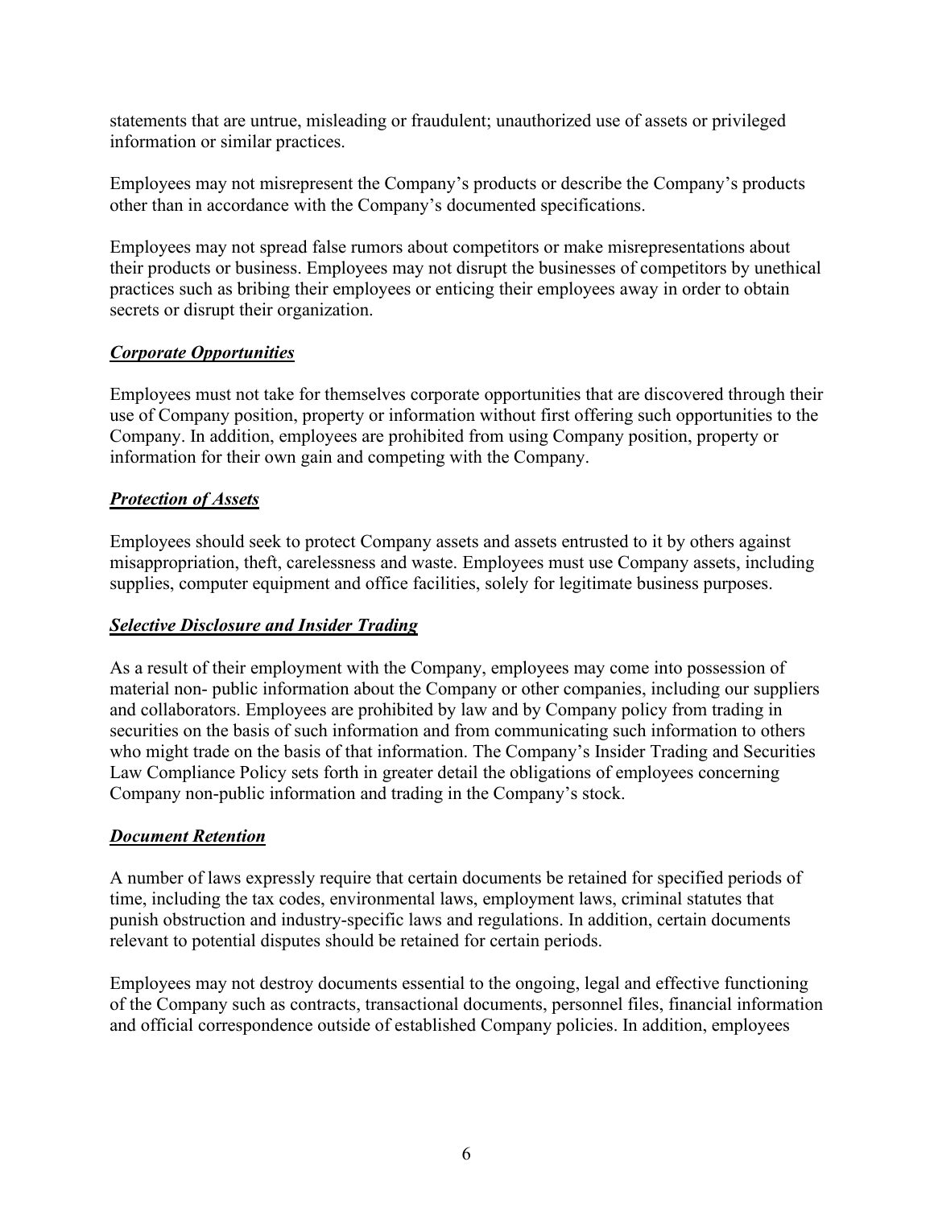statements that are untrue, misleading or fraudulent; unauthorized use of assets or privileged information or similar practices.

Employees may not misrepresent the Company's products or describe the Company's products other than in accordance with the Company's documented specifications.

Employees may not spread false rumors about competitors or make misrepresentations about their products or business. Employees may not disrupt the businesses of competitors by unethical practices such as bribing their employees or enticing their employees away in order to obtain secrets or disrupt their organization.

***Corporate Opportunities***

Employees must not take for themselves corporate opportunities that are discovered through their use of Company position, property or information without first offering such opportunities to the Company. In addition, employees are prohibited from using Company position, property or information for their own gain and competing with the Company.

***Protection of Assets***

Employees should seek to protect Company assets and assets entrusted to it by others against misappropriation, theft, carelessness and waste. Employees must use Company assets, including supplies, computer equipment and office facilities, solely for legitimate business purposes.

***Selective Disclosure and Insider Trading***

As a result of their employment with the Company, employees may come into possession of material non- public information about the Company or other companies, including our suppliers and collaborators. Employees are prohibited by law and by Company policy from trading in securities on the basis of such information and from communicating such information to others who might trade on the basis of that information. The Company's Insider Trading and Securities Law Compliance Policy sets forth in greater detail the obligations of employees concerning Company non-public information and trading in the Company's stock.

***Document Retention***

A number of laws expressly require that certain documents be retained for specified periods of time, including the tax codes, environmental laws, employment laws, criminal statutes that punish obstruction and industry-specific laws and regulations. In addition, certain documents relevant to potential disputes should be retained for certain periods.

Employees may not destroy documents essential to the ongoing, legal and effective functioning of the Company such as contracts, transactional documents, personnel files, financial information and official correspondence outside of established Company policies. In addition, employees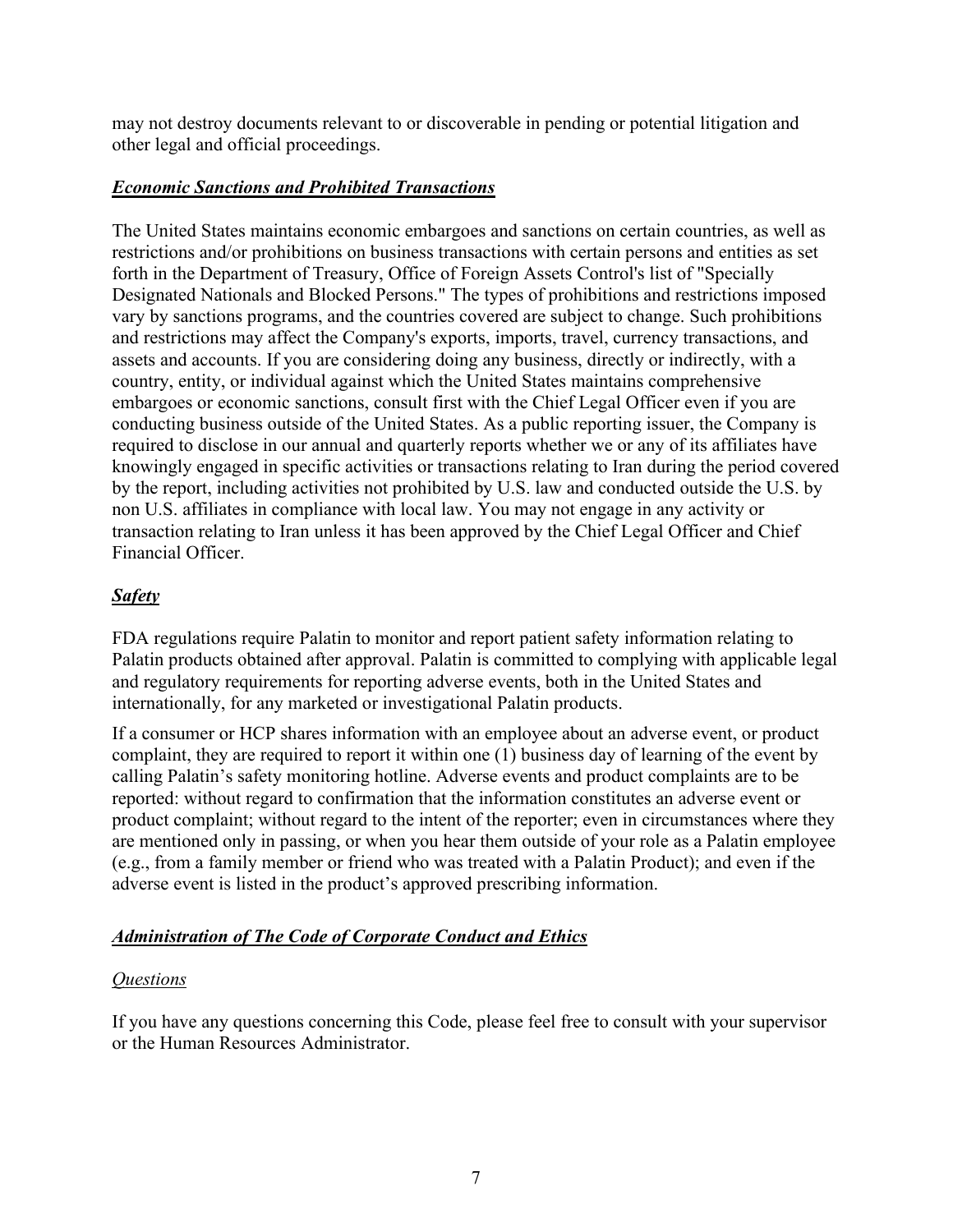may not destroy documents relevant to or discoverable in pending or potential litigation and other legal and official proceedings.

### ***Economic Sanctions and Prohibited Transactions***

The United States maintains economic embargoes and sanctions on certain countries, as well as restrictions and/or prohibitions on business transactions with certain persons and entities as set forth in the Department of Treasury, Office of Foreign Assets Control's list of "Specially Designated Nationals and Blocked Persons." The types of prohibitions and restrictions imposed vary by sanctions programs, and the countries covered are subject to change. Such prohibitions and restrictions may affect the Company's exports, imports, travel, currency transactions, and assets and accounts. If you are considering doing any business, directly or indirectly, with a country, entity, or individual against which the United States maintains comprehensive embargoes or economic sanctions, consult first with the Chief Legal Officer even if you are conducting business outside of the United States. As a public reporting issuer, the Company is required to disclose in our annual and quarterly reports whether we or any of its affiliates have knowingly engaged in specific activities or transactions relating to Iran during the period covered by the report, including activities not prohibited by U.S. law and conducted outside the U.S. by non U.S. affiliates in compliance with local law. You may not engage in any activity or transaction relating to Iran unless it has been approved by the Chief Legal Officer and Chief Financial Officer.

### ***Safety***

FDA regulations require Palatin to monitor and report patient safety information relating to Palatin products obtained after approval. Palatin is committed to complying with applicable legal and regulatory requirements for reporting adverse events, both in the United States and internationally, for any marketed or investigational Palatin products.

If a consumer or HCP shares information with an employee about an adverse event, or product complaint, they are required to report it within one (1) business day of learning of the event by calling Palatin's safety monitoring hotline. Adverse events and product complaints are to be reported: without regard to confirmation that the information constitutes an adverse event or product complaint; without regard to the intent of the reporter; even in circumstances where they are mentioned only in passing, or when you hear them outside of your role as a Palatin employee (e.g., from a family member or friend who was treated with a Palatin Product); and even if the adverse event is listed in the product's approved prescribing information.

### ***Administration of The Code of Corporate Conduct and Ethics***

#### *Questions*

If you have any questions concerning this Code, please feel free to consult with your supervisor or the Human Resources Administrator.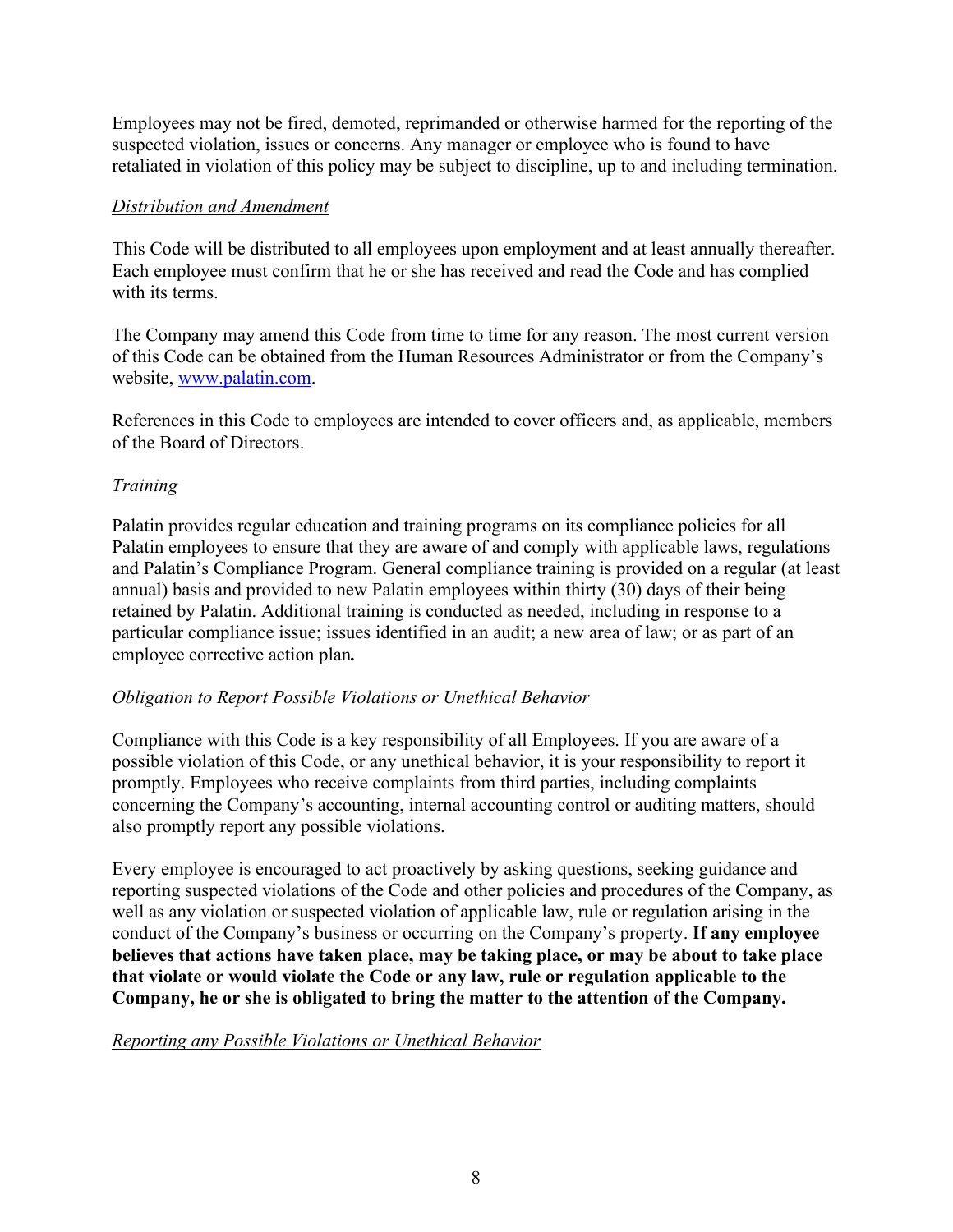Employees may not be fired, demoted, reprimanded or otherwise harmed for the reporting of the suspected violation, issues or concerns. Any manager or employee who is found to have retaliated in violation of this policy may be subject to discipline, up to and including termination.

*Distribution and Amendment*

This Code will be distributed to all employees upon employment and at least annually thereafter. Each employee must confirm that he or she has received and read the Code and has complied with its terms.

The Company may amend this Code from time to time for any reason. The most current version of this Code can be obtained from the Human Resources Administrator or from the Company's website, [www.palatin.com](www.palatin.com).

References in this Code to employees are intended to cover officers and, as applicable, members of the Board of Directors.

*Training*

Palatin provides regular education and training programs on its compliance policies for all Palatin employees to ensure that they are aware of and comply with applicable laws, regulations and Palatin's Compliance Program. General compliance training is provided on a regular (at least annual) basis and provided to new Palatin employees within thirty (30) days of their being retained by Palatin. Additional training is conducted as needed, including in response to a particular compliance issue; issues identified in an audit; a new area of law; or as part of an employee corrective action plan.

*Obligation to Report Possible Violations or Unethical Behavior*

Compliance with this Code is a key responsibility of all Employees. If you are aware of a possible violation of this Code, or any unethical behavior, it is your responsibility to report it promptly. Employees who receive complaints from third parties, including complaints concerning the Company's accounting, internal accounting control or auditing matters, should also promptly report any possible violations.

Every employee is encouraged to act proactively by asking questions, seeking guidance and reporting suspected violations of the Code and other policies and procedures of the Company, as well as any violation or suspected violation of applicable law, rule or regulation arising in the conduct of the Company's business or occurring on the Company's property. **If any employee believes that actions have taken place, may be taking place, or may be about to take place that violate or would violate the Code or any law, rule or regulation applicable to the Company, he or she is obligated to bring the matter to the attention of the Company.**

*Reporting any Possible Violations or Unethical Behavior*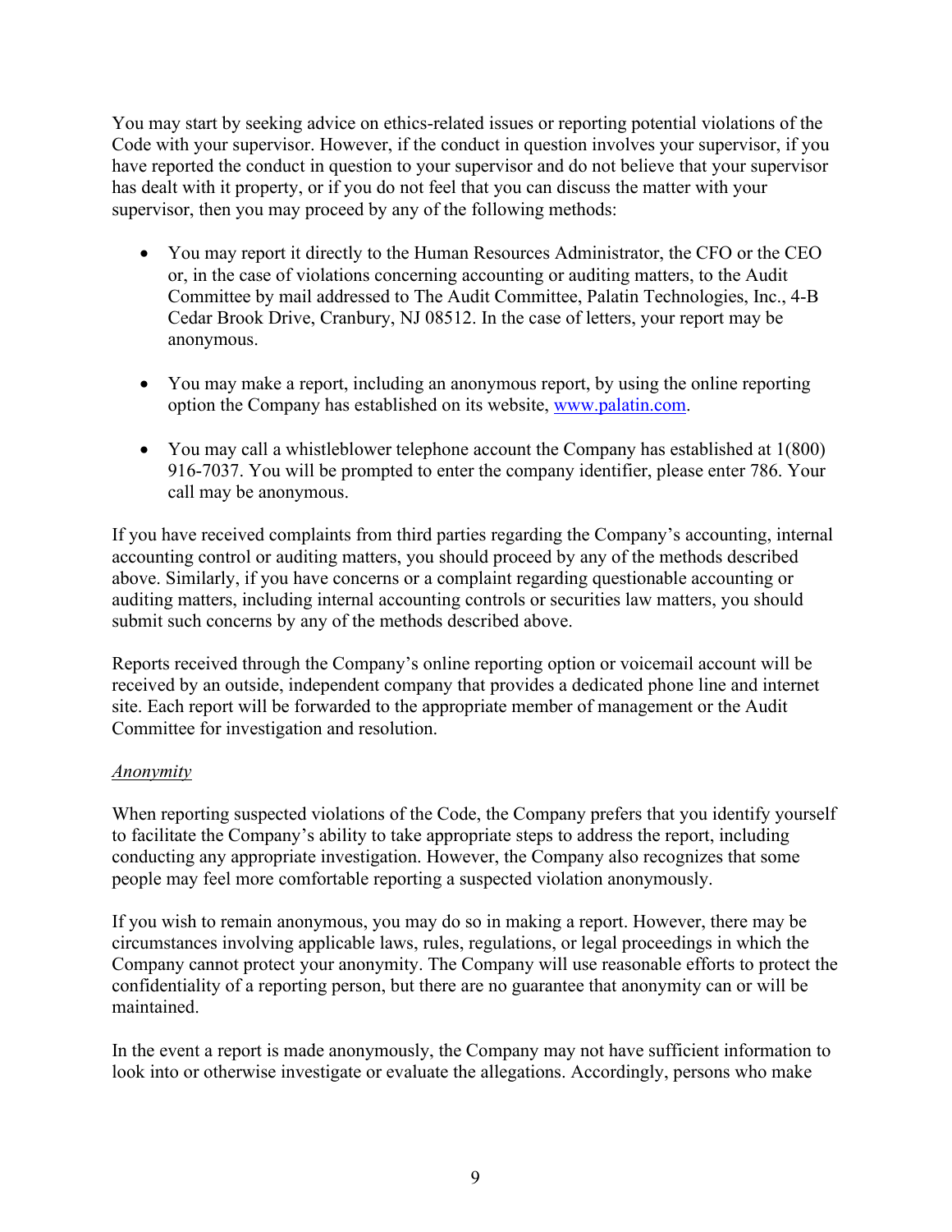You may start by seeking advice on ethics-related issues or reporting potential violations of the Code with your supervisor. However, if the conduct in question involves your supervisor, if you have reported the conduct in question to your supervisor and do not believe that your supervisor has dealt with it property, or if you do not feel that you can discuss the matter with your supervisor, then you may proceed by any of the following methods:

- You may report it directly to the Human Resources Administrator, the CFO or the CEO or, in the case of violations concerning accounting or auditing matters, to the Audit Committee by mail addressed to The Audit Committee, Palatin Technologies, Inc., 4-B Cedar Brook Drive, Cranbury, NJ 08512. In the case of letters, your report may be anonymous.

- You may make a report, including an anonymous report, by using the online reporting option the Company has established on its website, [www.palatin.com](http://www.palatin.com).

- You may call a whistleblower telephone account the Company has established at 1(800) 916-7037. You will be prompted to enter the company identifier, please enter 786. Your call may be anonymous.

If you have received complaints from third parties regarding the Company's accounting, internal accounting control or auditing matters, you should proceed by any of the methods described above. Similarly, if you have concerns or a complaint regarding questionable accounting or auditing matters, including internal accounting controls or securities law matters, you should submit such concerns by any of the methods described above.

Reports received through the Company's online reporting option or voicemail account will be received by an outside, independent company that provides a dedicated phone line and internet site. Each report will be forwarded to the appropriate member of management or the Audit Committee for investigation and resolution.

*Anonymity*

When reporting suspected violations of the Code, the Company prefers that you identify yourself to facilitate the Company's ability to take appropriate steps to address the report, including conducting any appropriate investigation. However, the Company also recognizes that some people may feel more comfortable reporting a suspected violation anonymously.

If you wish to remain anonymous, you may do so in making a report. However, there may be circumstances involving applicable laws, rules, regulations, or legal proceedings in which the Company cannot protect your anonymity. The Company will use reasonable efforts to protect the confidentiality of a reporting person, but there are no guarantee that anonymity can or will be maintained.

In the event a report is made anonymously, the Company may not have sufficient information to look into or otherwise investigate or evaluate the allegations. Accordingly, persons who make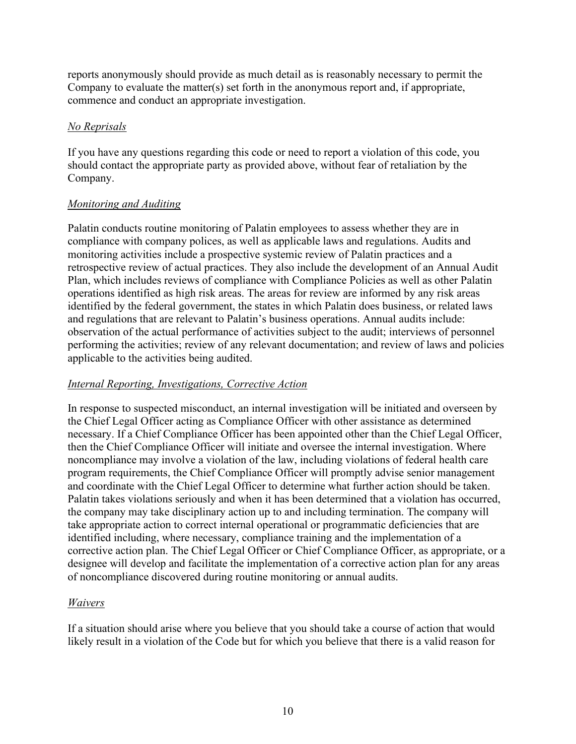reports anonymously should provide as much detail as is reasonably necessary to permit the Company to evaluate the matter(s) set forth in the anonymous report and, if appropriate, commence and conduct an appropriate investigation.

*No Reprisals*

If you have any questions regarding this code or need to report a violation of this code, you should contact the appropriate party as provided above, without fear of retaliation by the Company.

*Monitoring and Auditing*

Palatin conducts routine monitoring of Palatin employees to assess whether they are in compliance with company polices, as well as applicable laws and regulations. Audits and monitoring activities include a prospective systemic review of Palatin practices and a retrospective review of actual practices. They also include the development of an Annual Audit Plan, which includes reviews of compliance with Compliance Policies as well as other Palatin operations identified as high risk areas. The areas for review are informed by any risk areas identified by the federal government, the states in which Palatin does business, or related laws and regulations that are relevant to Palatin's business operations. Annual audits include: observation of the actual performance of activities subject to the audit; interviews of personnel performing the activities; review of any relevant documentation; and review of laws and policies applicable to the activities being audited.

*Internal Reporting, Investigations, Corrective Action*

In response to suspected misconduct, an internal investigation will be initiated and overseen by the Chief Legal Officer acting as Compliance Officer with other assistance as determined necessary. If a Chief Compliance Officer has been appointed other than the Chief Legal Officer, then the Chief Compliance Officer will initiate and oversee the internal investigation. Where noncompliance may involve a violation of the law, including violations of federal health care program requirements, the Chief Compliance Officer will promptly advise senior management and coordinate with the Chief Legal Officer to determine what further action should be taken. Palatin takes violations seriously and when it has been determined that a violation has occurred, the company may take disciplinary action up to and including termination. The company will take appropriate action to correct internal operational or programmatic deficiencies that are identified including, where necessary, compliance training and the implementation of a corrective action plan. The Chief Legal Officer or Chief Compliance Officer, as appropriate, or a designee will develop and facilitate the implementation of a corrective action plan for any areas of noncompliance discovered during routine monitoring or annual audits.

*Waivers*

If a situation should arise where you believe that you should take a course of action that would likely result in a violation of the Code but for which you believe that there is a valid reason for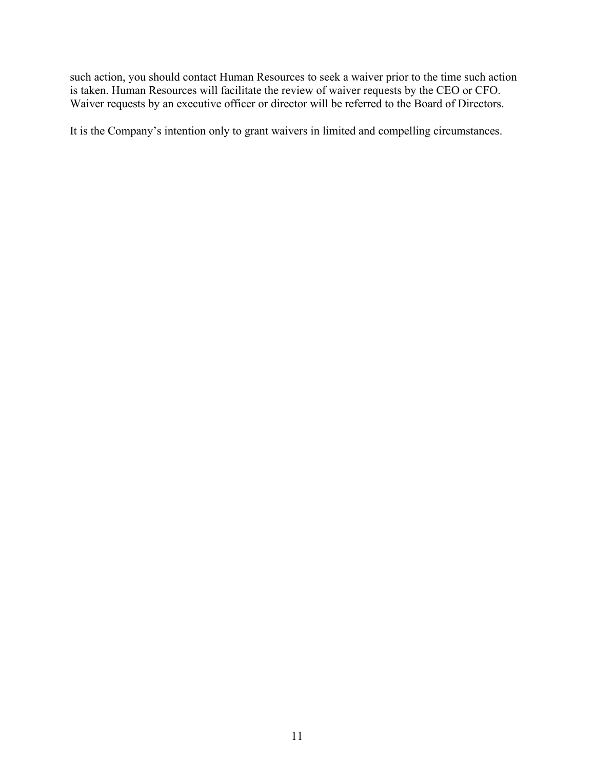such action, you should contact Human Resources to seek a waiver prior to the time such action is taken. Human Resources will facilitate the review of waiver requests by the CEO or CFO. Waiver requests by an executive officer or director will be referred to the Board of Directors.

It is the Company's intention only to grant waivers in limited and compelling circumstances.